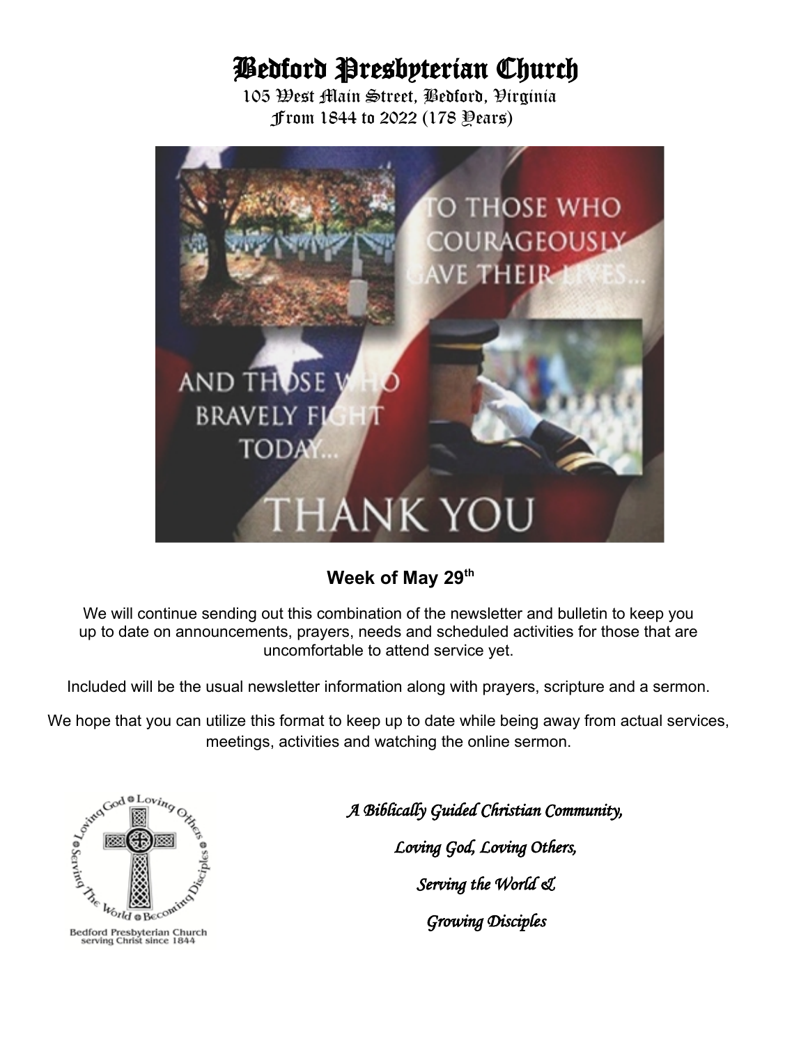# Bedford Presbyterian Church

105 West Main Street, Bedford, Virginia
From 1844 to 2022 (178 Years)

TO THOSE WHO COURAGEOUSLY GAVE THEIR LIVES...

AND THOSE WHO BRAVELY FIGHT TODAY...

THANK YOU

**Week of May 29th**

We will continue sending out this combination of the newsletter and bulletin to keep you up to date on announcements, prayers, needs and scheduled activities for those that are uncomfortable to attend service yet.

Included will be the usual newsletter information along with prayers, scripture and a sermon.

We hope that you can utilize this format to keep up to date while being away from actual services, meetings, activities and watching the online sermon.

Loving God • Loving Others • Serving The World • Becoming Disciples

Bedford Presbyterian Church
serving Christ since 1844

*A Biblically Guided Christian Community,*

*Loving God, Loving Others,*

*Serving the World &*

*Growing Disciples*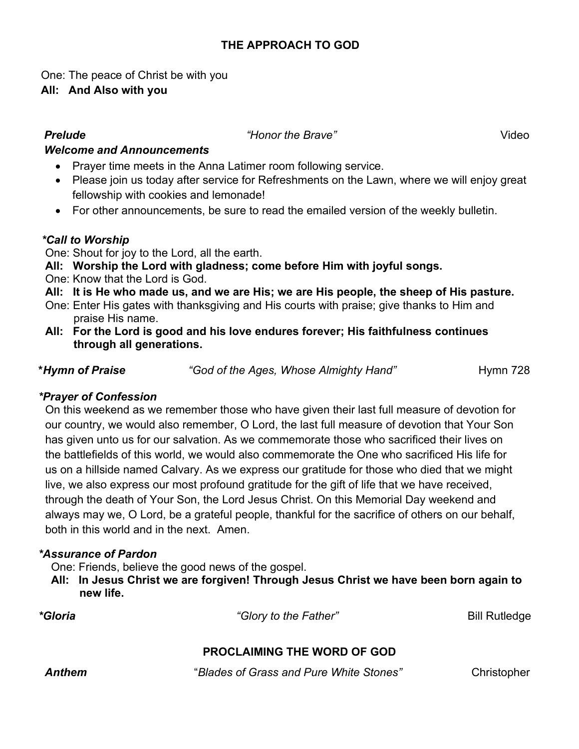## THE APPROACH TO GOD

One: The peace of Christ be with you
**All: And Also with you**

***Prelude*** *"Honor the Brave"* Video

***Welcome and Announcements***

- Prayer time meets in the Anna Latimer room following service.
- Please join us today after service for Refreshments on the Lawn, where we will enjoy great fellowship with cookies and lemonade!
- For other announcements, be sure to read the emailed version of the weekly bulletin.

***\*Call to Worship***

One: Shout for joy to the Lord, all the earth.
**All: Worship the Lord with gladness; come before Him with joyful songs.**
One: Know that the Lord is God.
**All: It is He who made us, and we are His; we are His people, the sheep of His pasture.**
One: Enter His gates with thanksgiving and His courts with praise; give thanks to Him and praise His name.
**All: For the Lord is good and his love endures forever; His faithfulness continues through all generations.**

***\*Hymn of Praise*** *"God of the Ages, Whose Almighty Hand"* Hymn 728

***\*Prayer of Confession***

On this weekend as we remember those who have given their last full measure of devotion for our country, we would also remember, O Lord, the last full measure of devotion that Your Son has given unto us for our salvation. As we commemorate those who sacrificed their lives on the battlefields of this world, we would also commemorate the One who sacrificed His life for us on a hillside named Calvary. As we express our gratitude for those who died that we might live, we also express our most profound gratitude for the gift of life that we have received, through the death of Your Son, the Lord Jesus Christ. On this Memorial Day weekend and always may we, O Lord, be a grateful people, thankful for the sacrifice of others on our behalf, both in this world and in the next. Amen.

***\*Assurance of Pardon***

One: Friends, believe the good news of the gospel.
**All: In Jesus Christ we are forgiven! Through Jesus Christ we have been born again to new life.**

***\*Gloria*** *"Glory to the Father"* Bill Rutledge

## PROCLAIMING THE WORD OF GOD

***Anthem*** *"Blades of Grass and Pure White Stones"* Christopher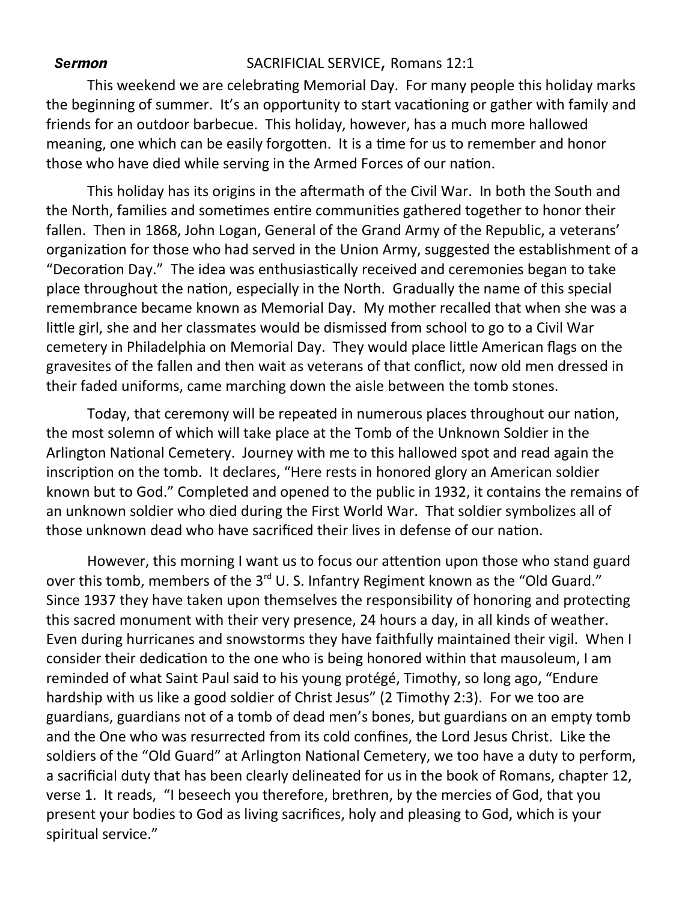***Sermon*** SACRIFICIAL SERVICE, Romans 12:1

This weekend we are celebrating Memorial Day. For many people this holiday marks the beginning of summer. It's an opportunity to start vacationing or gather with family and friends for an outdoor barbecue. This holiday, however, has a much more hallowed meaning, one which can be easily forgotten. It is a time for us to remember and honor those who have died while serving in the Armed Forces of our nation.

This holiday has its origins in the aftermath of the Civil War. In both the South and the North, families and sometimes entire communities gathered together to honor their fallen. Then in 1868, John Logan, General of the Grand Army of the Republic, a veterans' organization for those who had served in the Union Army, suggested the establishment of a "Decoration Day." The idea was enthusiastically received and ceremonies began to take place throughout the nation, especially in the North. Gradually the name of this special remembrance became known as Memorial Day. My mother recalled that when she was a little girl, she and her classmates would be dismissed from school to go to a Civil War cemetery in Philadelphia on Memorial Day. They would place little American flags on the gravesites of the fallen and then wait as veterans of that conflict, now old men dressed in their faded uniforms, came marching down the aisle between the tomb stones.

Today, that ceremony will be repeated in numerous places throughout our nation, the most solemn of which will take place at the Tomb of the Unknown Soldier in the Arlington National Cemetery. Journey with me to this hallowed spot and read again the inscription on the tomb. It declares, "Here rests in honored glory an American soldier known but to God." Completed and opened to the public in 1932, it contains the remains of an unknown soldier who died during the First World War. That soldier symbolizes all of those unknown dead who have sacrificed their lives in defense of our nation.

However, this morning I want us to focus our attention upon those who stand guard over this tomb, members of the 3rd U. S. Infantry Regiment known as the "Old Guard." Since 1937 they have taken upon themselves the responsibility of honoring and protecting this sacred monument with their very presence, 24 hours a day, in all kinds of weather. Even during hurricanes and snowstorms they have faithfully maintained their vigil. When I consider their dedication to the one who is being honored within that mausoleum, I am reminded of what Saint Paul said to his young protégé, Timothy, so long ago, "Endure hardship with us like a good soldier of Christ Jesus" (2 Timothy 2:3). For we too are guardians, guardians not of a tomb of dead men's bones, but guardians on an empty tomb and the One who was resurrected from its cold confines, the Lord Jesus Christ. Like the soldiers of the "Old Guard" at Arlington National Cemetery, we too have a duty to perform, a sacrificial duty that has been clearly delineated for us in the book of Romans, chapter 12, verse 1. It reads, "I beseech you therefore, brethren, by the mercies of God, that you present your bodies to God as living sacrifices, holy and pleasing to God, which is your spiritual service."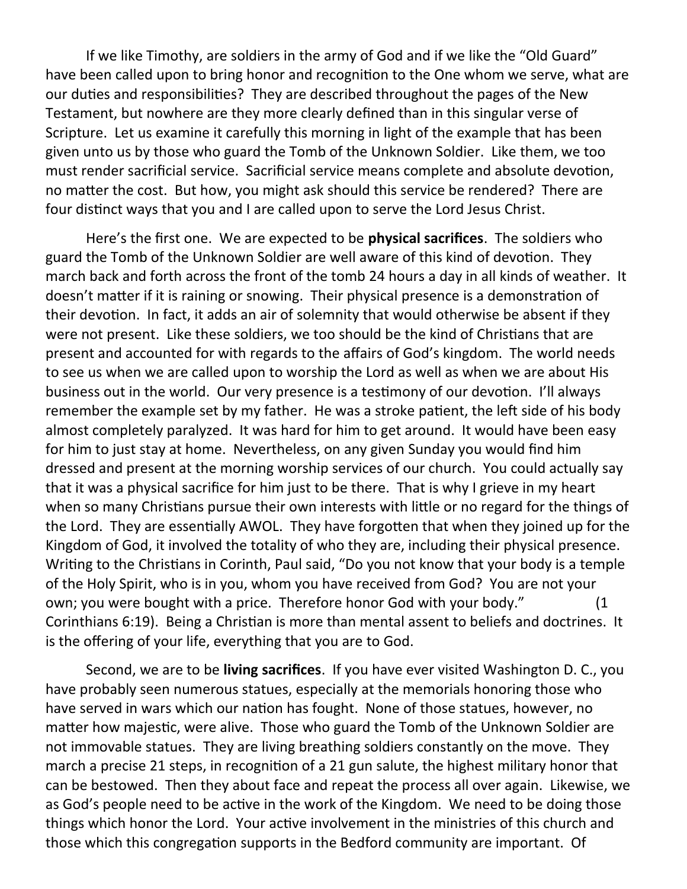If we like Timothy, are soldiers in the army of God and if we like the "Old Guard" have been called upon to bring honor and recognition to the One whom we serve, what are our duties and responsibilities? They are described throughout the pages of the New Testament, but nowhere are they more clearly defined than in this singular verse of Scripture. Let us examine it carefully this morning in light of the example that has been given unto us by those who guard the Tomb of the Unknown Soldier. Like them, we too must render sacrificial service. Sacrificial service means complete and absolute devotion, no matter the cost. But how, you might ask should this service be rendered? There are four distinct ways that you and I are called upon to serve the Lord Jesus Christ.

Here's the first one. We are expected to be **physical sacrifices**. The soldiers who guard the Tomb of the Unknown Soldier are well aware of this kind of devotion. They march back and forth across the front of the tomb 24 hours a day in all kinds of weather. It doesn't matter if it is raining or snowing. Their physical presence is a demonstration of their devotion. In fact, it adds an air of solemnity that would otherwise be absent if they were not present. Like these soldiers, we too should be the kind of Christians that are present and accounted for with regards to the affairs of God's kingdom. The world needs to see us when we are called upon to worship the Lord as well as when we are about His business out in the world. Our very presence is a testimony of our devotion. I'll always remember the example set by my father. He was a stroke patient, the left side of his body almost completely paralyzed. It was hard for him to get around. It would have been easy for him to just stay at home. Nevertheless, on any given Sunday you would find him dressed and present at the morning worship services of our church. You could actually say that it was a physical sacrifice for him just to be there. That is why I grieve in my heart when so many Christians pursue their own interests with little or no regard for the things of the Lord. They are essentially AWOL. They have forgotten that when they joined up for the Kingdom of God, it involved the totality of who they are, including their physical presence. Writing to the Christians in Corinth, Paul said, "Do you not know that your body is a temple of the Holy Spirit, who is in you, whom you have received from God? You are not your own; you were bought with a price. Therefore honor God with your body." (1 Corinthians 6:19). Being a Christian is more than mental assent to beliefs and doctrines. It is the offering of your life, everything that you are to God.

Second, we are to be **living sacrifices**. If you have ever visited Washington D. C., you have probably seen numerous statues, especially at the memorials honoring those who have served in wars which our nation has fought. None of those statues, however, no matter how majestic, were alive. Those who guard the Tomb of the Unknown Soldier are not immovable statues. They are living breathing soldiers constantly on the move. They march a precise 21 steps, in recognition of a 21 gun salute, the highest military honor that can be bestowed. Then they about face and repeat the process all over again. Likewise, we as God's people need to be active in the work of the Kingdom. We need to be doing those things which honor the Lord. Your active involvement in the ministries of this church and those which this congregation supports in the Bedford community are important. Of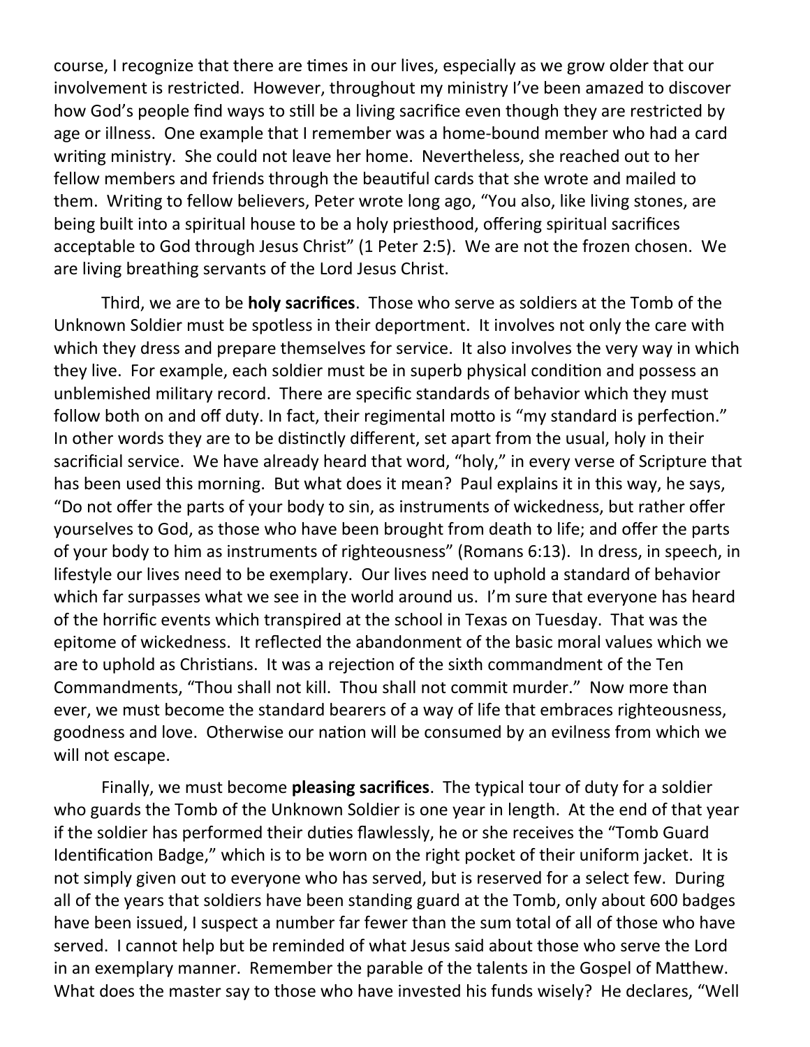course, I recognize that there are times in our lives, especially as we grow older that our involvement is restricted. However, throughout my ministry I've been amazed to discover how God's people find ways to still be a living sacrifice even though they are restricted by age or illness. One example that I remember was a home-bound member who had a card writing ministry. She could not leave her home. Nevertheless, she reached out to her fellow members and friends through the beautiful cards that she wrote and mailed to them. Writing to fellow believers, Peter wrote long ago, "You also, like living stones, are being built into a spiritual house to be a holy priesthood, offering spiritual sacrifices acceptable to God through Jesus Christ" (1 Peter 2:5). We are not the frozen chosen. We are living breathing servants of the Lord Jesus Christ.

Third, we are to be **holy sacrifices**. Those who serve as soldiers at the Tomb of the Unknown Soldier must be spotless in their deportment. It involves not only the care with which they dress and prepare themselves for service. It also involves the very way in which they live. For example, each soldier must be in superb physical condition and possess an unblemished military record. There are specific standards of behavior which they must follow both on and off duty. In fact, their regimental motto is "my standard is perfection." In other words they are to be distinctly different, set apart from the usual, holy in their sacrificial service. We have already heard that word, "holy," in every verse of Scripture that has been used this morning. But what does it mean? Paul explains it in this way, he says, "Do not offer the parts of your body to sin, as instruments of wickedness, but rather offer yourselves to God, as those who have been brought from death to life; and offer the parts of your body to him as instruments of righteousness" (Romans 6:13). In dress, in speech, in lifestyle our lives need to be exemplary. Our lives need to uphold a standard of behavior which far surpasses what we see in the world around us. I'm sure that everyone has heard of the horrific events which transpired at the school in Texas on Tuesday. That was the epitome of wickedness. It reflected the abandonment of the basic moral values which we are to uphold as Christians. It was a rejection of the sixth commandment of the Ten Commandments, "Thou shall not kill. Thou shall not commit murder." Now more than ever, we must become the standard bearers of a way of life that embraces righteousness, goodness and love. Otherwise our nation will be consumed by an evilness from which we will not escape.

Finally, we must become **pleasing sacrifices**. The typical tour of duty for a soldier who guards the Tomb of the Unknown Soldier is one year in length. At the end of that year if the soldier has performed their duties flawlessly, he or she receives the "Tomb Guard Identification Badge," which is to be worn on the right pocket of their uniform jacket. It is not simply given out to everyone who has served, but is reserved for a select few. During all of the years that soldiers have been standing guard at the Tomb, only about 600 badges have been issued, I suspect a number far fewer than the sum total of all of those who have served. I cannot help but be reminded of what Jesus said about those who serve the Lord in an exemplary manner. Remember the parable of the talents in the Gospel of Matthew. What does the master say to those who have invested his funds wisely? He declares, "Well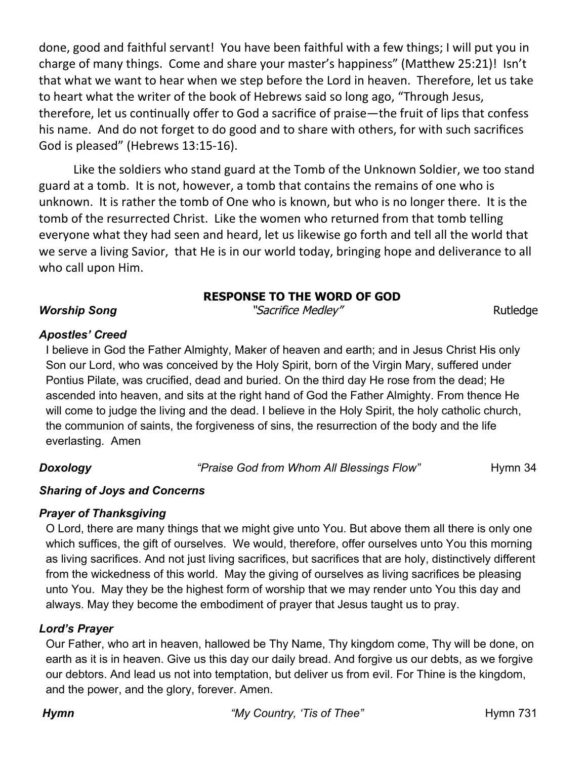done, good and faithful servant! You have been faithful with a few things; I will put you in charge of many things. Come and share your master's happiness" (Matthew 25:21)! Isn't that what we want to hear when we step before the Lord in heaven. Therefore, let us take to heart what the writer of the book of Hebrews said so long ago, "Through Jesus, therefore, let us continually offer to God a sacrifice of praise—the fruit of lips that confess his name. And do not forget to do good and to share with others, for with such sacrifices God is pleased" (Hebrews 13:15-16).

Like the soldiers who stand guard at the Tomb of the Unknown Soldier, we too stand guard at a tomb. It is not, however, a tomb that contains the remains of one who is unknown. It is rather the tomb of One who is known, but who is no longer there. It is the tomb of the resurrected Christ. Like the women who returned from that tomb telling everyone what they had seen and heard, let us likewise go forth and tell all the world that we serve a living Savior, that He is in our world today, bringing hope and deliverance to all who call upon Him.

## RESPONSE TO THE WORD OF GOD

***Worship Song*** — *"Sacrifice Medley"* — Rutledge

***Apostles' Creed***

I believe in God the Father Almighty, Maker of heaven and earth; and in Jesus Christ His only Son our Lord, who was conceived by the Holy Spirit, born of the Virgin Mary, suffered under Pontius Pilate, was crucified, dead and buried. On the third day He rose from the dead; He ascended into heaven, and sits at the right hand of God the Father Almighty. From thence He will come to judge the living and the dead. I believe in the Holy Spirit, the holy catholic church, the communion of saints, the forgiveness of sins, the resurrection of the body and the life everlasting. Amen

***Doxology*** — *"Praise God from Whom All Blessings Flow"* — Hymn 34

***Sharing of Joys and Concerns***

***Prayer of Thanksgiving***

O Lord, there are many things that we might give unto You. But above them all there is only one which suffices, the gift of ourselves. We would, therefore, offer ourselves unto You this morning as living sacrifices. And not just living sacrifices, but sacrifices that are holy, distinctively different from the wickedness of this world. May the giving of ourselves as living sacrifices be pleasing unto You. May they be the highest form of worship that we may render unto You this day and always. May they become the embodiment of prayer that Jesus taught us to pray.

***Lord's Prayer***

Our Father, who art in heaven, hallowed be Thy Name, Thy kingdom come, Thy will be done, on earth as it is in heaven. Give us this day our daily bread. And forgive us our debts, as we forgive our debtors. And lead us not into temptation, but deliver us from evil. For Thine is the kingdom, and the power, and the glory, forever. Amen.

***Hymn*** — *"My Country, 'Tis of Thee"* — Hymn 731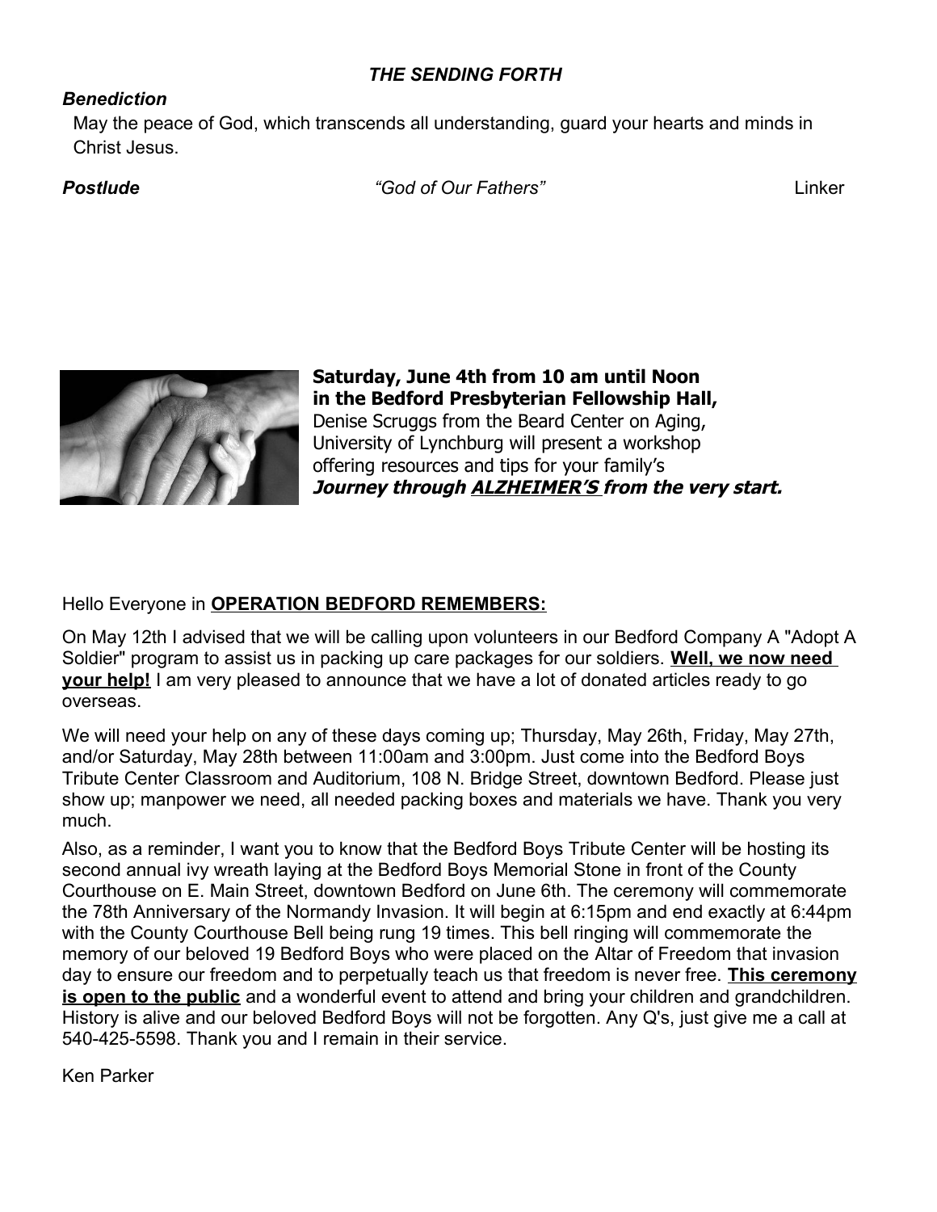***THE SENDING FORTH***

***Benediction***

May the peace of God, which transcends all understanding, guard your hearts and minds in Christ Jesus.

***Postlude*** *"God of Our Fathers"* Linker

**Saturday, June 4th from 10 am until Noon in the Bedford Presbyterian Fellowship Hall,** Denise Scruggs from the Beard Center on Aging, University of Lynchburg will present a workshop offering resources and tips for your family's ***Journey through ALZHEIMER'S from the very start.***

Hello Everyone in **OPERATION BEDFORD REMEMBERS:**

On May 12th I advised that we will be calling upon volunteers in our Bedford Company A "Adopt A Soldier" program to assist us in packing up care packages for our soldiers. **Well, we now need your help!** I am very pleased to announce that we have a lot of donated articles ready to go overseas.

We will need your help on any of these days coming up; Thursday, May 26th, Friday, May 27th, and/or Saturday, May 28th between 11:00am and 3:00pm. Just come into the Bedford Boys Tribute Center Classroom and Auditorium, 108 N. Bridge Street, downtown Bedford. Please just show up; manpower we need, all needed packing boxes and materials we have. Thank you very much.

Also, as a reminder, I want you to know that the Bedford Boys Tribute Center will be hosting its second annual ivy wreath laying at the Bedford Boys Memorial Stone in front of the County Courthouse on E. Main Street, downtown Bedford on June 6th. The ceremony will commemorate the 78th Anniversary of the Normandy Invasion. It will begin at 6:15pm and end exactly at 6:44pm with the County Courthouse Bell being rung 19 times. This bell ringing will commemorate the memory of our beloved 19 Bedford Boys who were placed on the Altar of Freedom that invasion day to ensure our freedom and to perpetually teach us that freedom is never free. **This ceremony is open to the public** and a wonderful event to attend and bring your children and grandchildren. History is alive and our beloved Bedford Boys will not be forgotten. Any Q's, just give me a call at 540-425-5598. Thank you and I remain in their service.

Ken Parker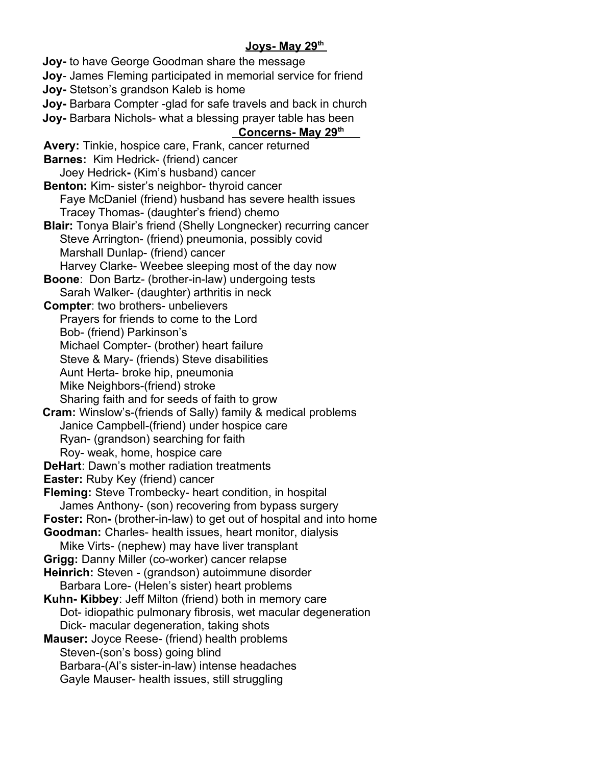## Joys- May 29th

**Joy-** to have George Goodman share the message
**Joy**- James Fleming participated in memorial service for friend
**Joy-** Stetson's grandson Kaleb is home
**Joy-** Barbara Compter -glad for safe travels and back in church
**Joy-** Barbara Nichols- what a blessing prayer table has been

## Concerns- May 29th

**Avery:** Tinkie, hospice care, Frank, cancer returned
**Barnes:** Kim Hedrick- (friend) cancer
  Joey Hedrick**-** (Kim's husband) cancer
**Benton:** Kim- sister's neighbor- thyroid cancer
  Faye McDaniel (friend) husband has severe health issues
  Tracey Thomas- (daughter's friend) chemo
**Blair:** Tonya Blair's friend (Shelly Longnecker) recurring cancer
  Steve Arrington- (friend) pneumonia, possibly covid
  Marshall Dunlap- (friend) cancer
  Harvey Clarke- Weebee sleeping most of the day now
**Boone**: Don Bartz- (brother-in-law) undergoing tests
  Sarah Walker- (daughter) arthritis in neck
**Compter**: two brothers- unbelievers
  Prayers for friends to come to the Lord
  Bob- (friend) Parkinson's
  Michael Compter- (brother) heart failure
  Steve & Mary- (friends) Steve disabilities
  Aunt Herta- broke hip, pneumonia
  Mike Neighbors-(friend) stroke
  Sharing faith and for seeds of faith to grow
**Cram:** Winslow's-(friends of Sally) family & medical problems
  Janice Campbell-(friend) under hospice care
  Ryan- (grandson) searching for faith
  Roy- weak, home, hospice care
**DeHart**: Dawn's mother radiation treatments
**Easter:** Ruby Key (friend) cancer
**Fleming:** Steve Trombecky- heart condition, in hospital
  James Anthony- (son) recovering from bypass surgery
**Foster:** Ron**-** (brother-in-law) to get out of hospital and into home
**Goodman:** Charles- health issues, heart monitor, dialysis
  Mike Virts- (nephew) may have liver transplant
**Grigg:** Danny Miller (co-worker) cancer relapse
**Heinrich:** Steven - (grandson) autoimmune disorder
  Barbara Lore- (Helen's sister) heart problems
**Kuhn- Kibbey**: Jeff Milton (friend) both in memory care
  Dot- idiopathic pulmonary fibrosis, wet macular degeneration
  Dick- macular degeneration, taking shots
**Mauser:** Joyce Reese- (friend) health problems
  Steven-(son's boss) going blind
  Barbara-(Al's sister-in-law) intense headaches
  Gayle Mauser- health issues, still struggling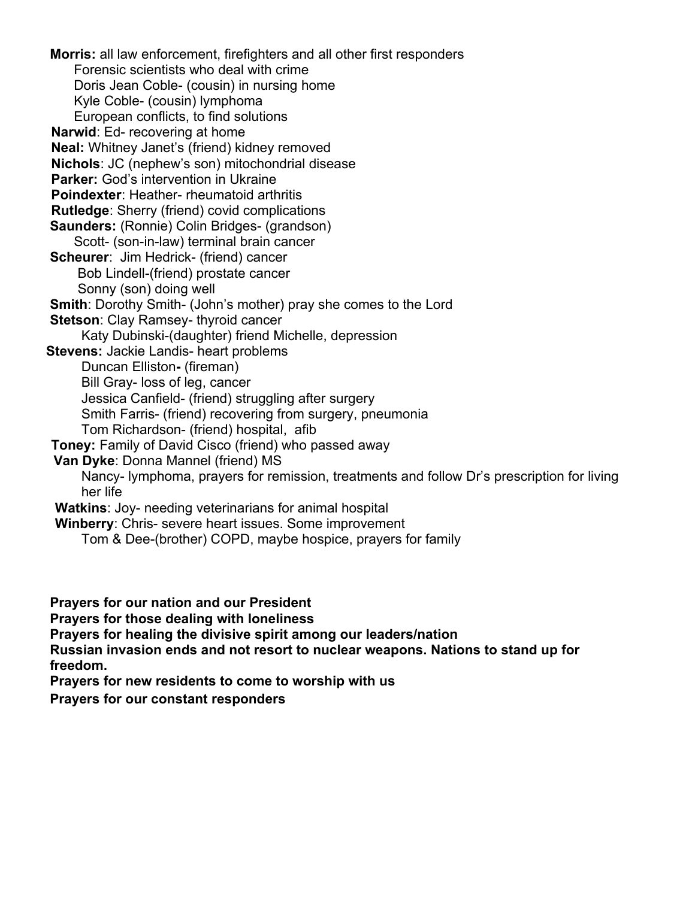**Morris:** all law enforcement, firefighters and all other first responders
Forensic scientists who deal with crime
Doris Jean Coble- (cousin) in nursing home
Kyle Coble- (cousin) lymphoma
European conflicts, to find solutions

**Narwid**: Ed- recovering at home

**Neal:** Whitney Janet's (friend) kidney removed

**Nichols**: JC (nephew's son) mitochondrial disease

**Parker:** God's intervention in Ukraine

**Poindexter**: Heather- rheumatoid arthritis

**Rutledge**: Sherry (friend) covid complications

**Saunders:** (Ronnie) Colin Bridges- (grandson)
Scott- (son-in-law) terminal brain cancer

**Scheurer**: Jim Hedrick- (friend) cancer
Bob Lindell-(friend) prostate cancer
Sonny (son) doing well

**Smith**: Dorothy Smith- (John's mother) pray she comes to the Lord

**Stetson**: Clay Ramsey- thyroid cancer
Katy Dubinski-(daughter) friend Michelle, depression

**Stevens:** Jackie Landis- heart problems
Duncan Elliston**-** (fireman)
Bill Gray- loss of leg, cancer
Jessica Canfield- (friend) struggling after surgery
Smith Farris- (friend) recovering from surgery, pneumonia
Tom Richardson- (friend) hospital, afib

**Toney:** Family of David Cisco (friend) who passed away

**Van Dyke**: Donna Mannel (friend) MS
Nancy- lymphoma, prayers for remission, treatments and follow Dr's prescription for living her life

**Watkins**: Joy- needing veterinarians for animal hospital

**Winberry**: Chris- severe heart issues. Some improvement
Tom & Dee-(brother) COPD, maybe hospice, prayers for family

**Prayers for our nation and our President**

**Prayers for those dealing with loneliness**

**Prayers for healing the divisive spirit among our leaders/nation**

**Russian invasion ends and not resort to nuclear weapons. Nations to stand up for freedom.**

**Prayers for new residents to come to worship with us**

**Prayers for our constant responders**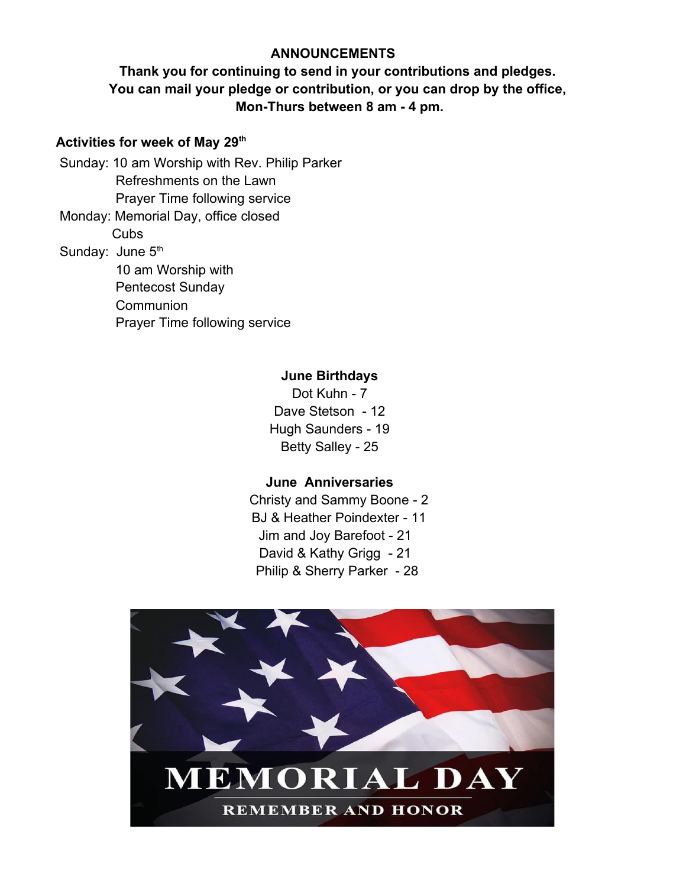**ANNOUNCEMENTS**

**Thank you for continuing to send in your contributions and pledges.**
**You can mail your pledge or contribution, or you can drop by the office,**
**Mon-Thurs between 8 am - 4 pm.**

**Activities for week of May 29th**

Sunday: 10 am Worship with Rev. Philip Parker
Refreshments on the Lawn
Prayer Time following service

Monday: Memorial Day, office closed
Cubs

Sunday: June 5th
10 am Worship with
Pentecost Sunday
Communion
Prayer Time following service

**June Birthdays**

Dot Kuhn - 7
Dave Stetson - 12
Hugh Saunders - 19
Betty Salley - 25

**June Anniversaries**

Christy and Sammy Boone - 2
BJ & Heather Poindexter - 11
Jim and Joy Barefoot - 21
David & Kathy Grigg - 21
Philip & Sherry Parker - 28

MEMORIAL DAY
REMEMBER AND HONOR